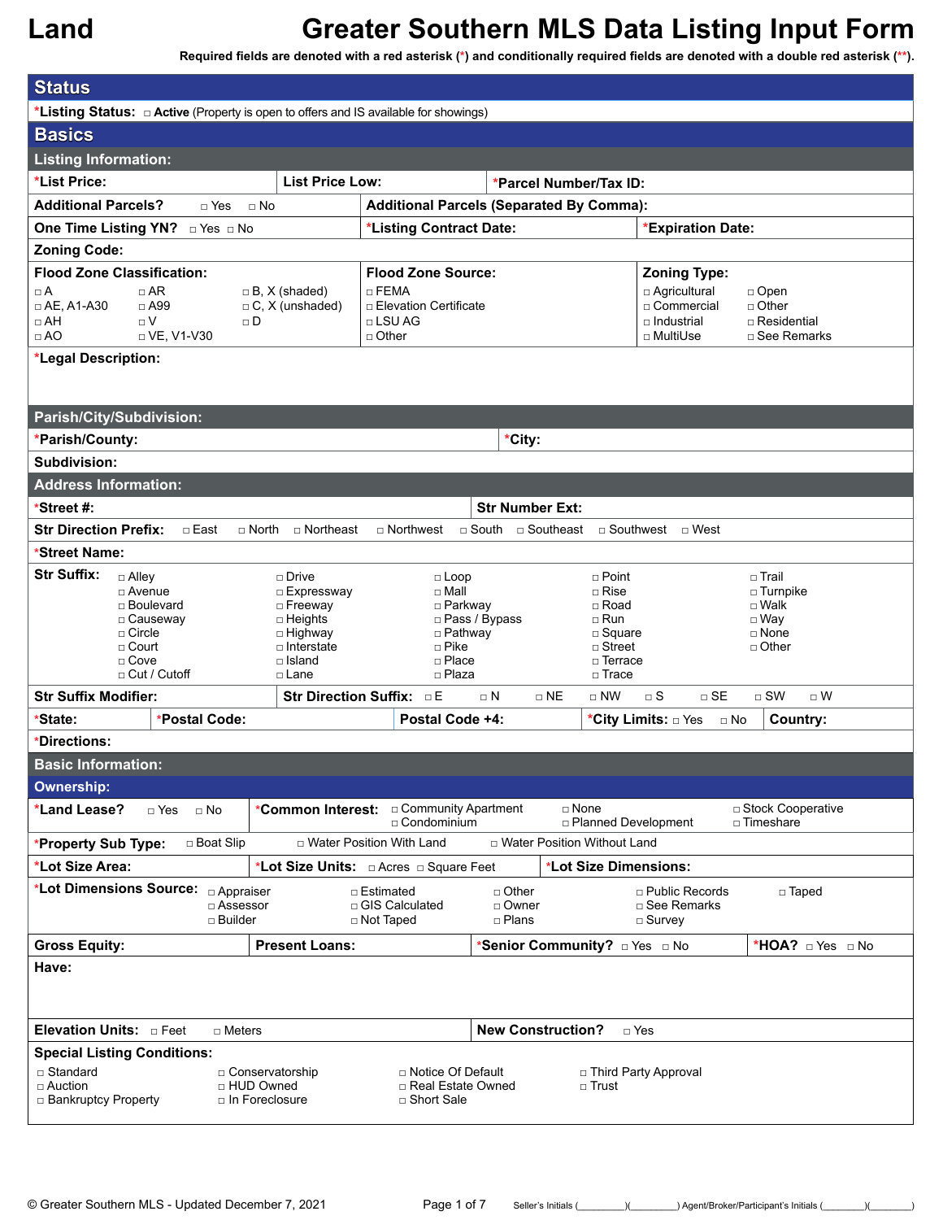# Land

# Greater Southern MLS Data Listing Input Form

**Required fields are denoted with a red asterisk (*) and conditionally required fields are denoted with a double red asterisk (**).**

## Status

***Listing Status:** □ **Active** (Property is open to offers and IS available for showings)

## Basics

### Listing Information:

**\*List Price:** | **List Price Low:** | **\*Parcel Number/Tax ID:**

**Additional Parcels?** □ Yes □ No | **Additional Parcels (Separated By Comma):**

**One Time Listing YN?** □ Yes □ No | **\*Listing Contract Date:** | **\*Expiration Date:**

**Zoning Code:**

**Flood Zone Classification:**
- □ A
- □ AE, A1-A30
- □ AH
- □ AO
- □ AR
- □ A99
- □ V
- □ VE, V1-V30
- □ B, X (shaded)
- □ C, X (unshaded)
- □ D

**Flood Zone Source:**
- □ FEMA
- □ Elevation Certificate
- □ LSU AG
- □ Other

**Zoning Type:**
- □ Agricultural
- □ Commercial
- □ Industrial
- □ MultiUse
- □ Open
- □ Other
- □ Residential
- □ See Remarks

**\*Legal Description:**

### Parish/City/Subdivision:

**\*Parish/County:** | **\*City:**

**Subdivision:**

### Address Information:

**\*Street #:** | **Str Number Ext:**

**Str Direction Prefix:** □ East □ North □ Northeast □ Northwest □ South □ Southeast □ Southwest □ West

**\*Street Name:**

**Str Suffix:**
- □ Alley
- □ Avenue
- □ Boulevard
- □ Causeway
- □ Circle
- □ Court
- □ Cove
- □ Cut / Cutoff
- □ Drive
- □ Expressway
- □ Freeway
- □ Heights
- □ Highway
- □ Interstate
- □ Island
- □ Lane
- □ Loop
- □ Mall
- □ Parkway
- □ Pass / Bypass
- □ Pathway
- □ Pike
- □ Place
- □ Plaza
- □ Point
- □ Rise
- □ Road
- □ Run
- □ Square
- □ Street
- □ Terrace
- □ Trace
- □ Trail
- □ Turnpike
- □ Walk
- □ Way
- □ None
- □ Other

**Str Suffix Modifier:** | **Str Direction Suffix:** □ E □ N □ NE □ NW □ S □ SE □ SW □ W

**\*State:** | **\*Postal Code:** | **Postal Code +4:** | **\*City Limits:** □ Yes □ No | **Country:**

**\*Directions:**

### Basic Information:

### Ownership:

**\*Land Lease?** □ Yes □ No | **\*Common Interest:** □ Community Apartment □ Condominium □ None □ Planned Development □ Stock Cooperative □ Timeshare

**\*Property Sub Type:** □ Boat Slip □ Water Position With Land □ Water Position Without Land

**\*Lot Size Area:** | **\*Lot Size Units:** □ Acres □ Square Feet | **\*Lot Size Dimensions:**

**\*Lot Dimensions Source:**
- □ Appraiser
- □ Assessor
- □ Builder
- □ Estimated
- □ GIS Calculated
- □ Not Taped
- □ Other
- □ Owner
- □ Plans
- □ Public Records
- □ See Remarks
- □ Survey
- □ Taped

**Gross Equity:** | **Present Loans:** | **\*Senior Community?** □ Yes □ No | **\*HOA?** □ Yes □ No

**Have:**

**Elevation Units:** □ Feet □ Meters | **New Construction?** □ Yes

**Special Listing Conditions:**
- □ Standard
- □ Auction
- □ Bankruptcy Property
- □ Conservatorship
- □ HUD Owned
- □ In Foreclosure
- □ Notice Of Default
- □ Real Estate Owned
- □ Short Sale
- □ Third Party Approval
- □ Trust

© Greater Southern MLS - Updated December 7, 2021

Seller's Initials (________)(________) Agent/Broker/Participant's Initials (________)(________)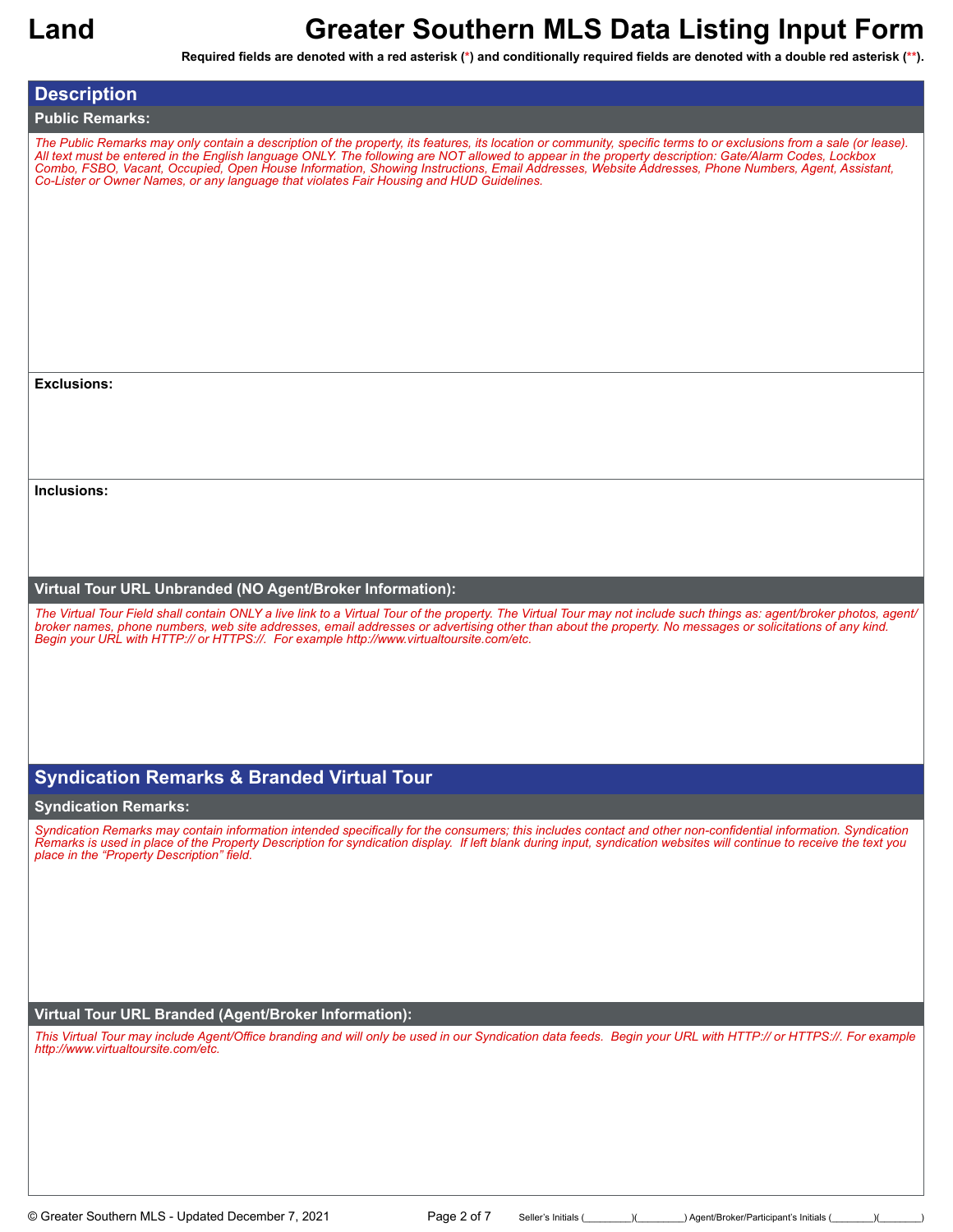# Land — Greater Southern MLS Data Listing Input Form

**Required fields are denoted with a red asterisk (*) and conditionally required fields are denoted with a double red asterisk (**).**

## Description

### Public Remarks:

*The Public Remarks may only contain a description of the property, its features, its location or community, specific terms to or exclusions from a sale (or lease). All text must be entered in the English language ONLY. The following are NOT allowed to appear in the property description: Gate/Alarm Codes, Lockbox Combo, FSBO, Vacant, Occupied, Open House Information, Showing Instructions, Email Addresses, Website Addresses, Phone Numbers, Agent, Assistant, Co-Lister or Owner Names, or any language that violates Fair Housing and HUD Guidelines.*

**Exclusions:**

**Inclusions:**

### Virtual Tour URL Unbranded (NO Agent/Broker Information):

*The Virtual Tour Field shall contain ONLY a live link to a Virtual Tour of the property. The Virtual Tour may not include such things as: agent/broker photos, agent/broker names, phone numbers, web site addresses, email addresses or advertising other than about the property. No messages or solicitations of any kind. Begin your URL with HTTP:// or HTTPS://. For example http://www.virtualtoursite.com/etc.*

## Syndication Remarks & Branded Virtual Tour

### Syndication Remarks:

*Syndication Remarks may contain information intended specifically for the consumers; this includes contact and other non-confidential information. Syndication Remarks is used in place of the Property Description for syndication display. If left blank during input, syndication websites will continue to receive the text you place in the "Property Description" field.*

### Virtual Tour URL Branded (Agent/Broker Information):

*This Virtual Tour may include Agent/Office branding and will only be used in our Syndication data feeds. Begin your URL with HTTP:// or HTTPS://. For example http://www.virtualtoursite.com/etc.*

© Greater Southern MLS - Updated December 7, 2021

Seller's Initials (_________)(_________) Agent/Broker/Participant's Initials (________)(________)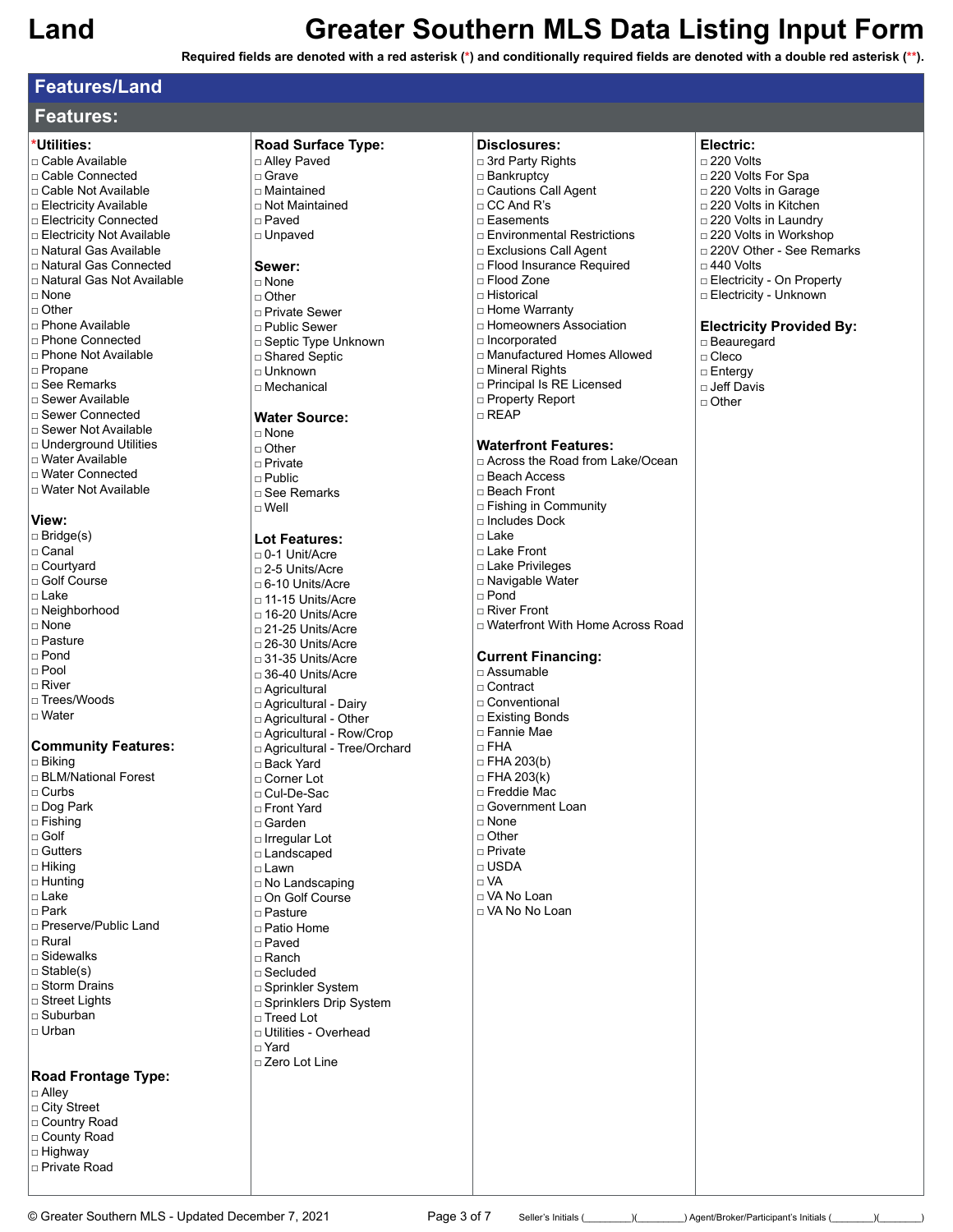# Land

# Greater Southern MLS Data Listing Input Form

**Required fields are denoted with a red asterisk (*) and conditionally required fields are denoted with a double red asterisk (**).**

## Features/Land

## Features:

### *Utilities:
- □ Cable Available
- □ Cable Connected
- □ Cable Not Available
- □ Electricity Available
- □ Electricity Connected
- □ Electricity Not Available
- □ Natural Gas Available
- □ Natural Gas Connected
- □ Natural Gas Not Available
- □ None
- □ Other
- □ Phone Available
- □ Phone Connected
- □ Phone Not Available
- □ Propane
- □ See Remarks
- □ Sewer Available
- □ Sewer Connected
- □ Sewer Not Available
- □ Underground Utilities
- □ Water Available
- □ Water Connected
- □ Water Not Available

### View:
- □ Bridge(s)
- □ Canal
- □ Courtyard
- □ Golf Course
- □ Lake
- □ Neighborhood
- □ None
- □ Pasture
- □ Pond
- □ Pool
- □ River
- □ Trees/Woods
- □ Water

### Community Features:
- □ Biking
- □ BLM/National Forest
- □ Curbs
- □ Dog Park
- □ Fishing
- □ Golf
- □ Gutters
- □ Hiking
- □ Hunting
- □ Lake
- □ Park
- □ Preserve/Public Land
- □ Rural
- □ Sidewalks
- □ Stable(s)
- □ Storm Drains
- □ Street Lights
- □ Suburban
- □ Urban

### Road Frontage Type:
- □ Alley
- □ City Street
- □ Country Road
- □ County Road
- □ Highway
- □ Private Road

### Road Surface Type:
- □ Alley Paved
- □ Grave
- □ Maintained
- □ Not Maintained
- □ Paved
- □ Unpaved

### Sewer:
- □ None
- □ Other
- □ Private Sewer
- □ Public Sewer
- □ Septic Type Unknown
- □ Shared Septic
- □ Unknown
- □ Mechanical

### Water Source:
- □ None
- □ Other
- □ Private
- □ Public
- □ See Remarks
- □ Well

### Lot Features:
- □ 0-1 Unit/Acre
- □ 2-5 Units/Acre
- □ 6-10 Units/Acre
- □ 11-15 Units/Acre
- □ 16-20 Units/Acre
- □ 21-25 Units/Acre
- □ 26-30 Units/Acre
- □ 31-35 Units/Acre
- □ 36-40 Units/Acre
- □ Agricultural
- □ Agricultural - Dairy
- □ Agricultural - Other
- □ Agricultural - Row/Crop
- □ Agricultural - Tree/Orchard
- □ Back Yard
- □ Corner Lot
- □ Cul-De-Sac
- □ Front Yard
- □ Garden
- □ Irregular Lot
- □ Landscaped
- □ Lawn
- □ No Landscaping
- □ On Golf Course
- □ Pasture
- □ Patio Home
- □ Paved
- □ Ranch
- □ Secluded
- □ Sprinkler System
- □ Sprinklers Drip System
- □ Treed Lot
- □ Utilities - Overhead
- □ Yard
- □ Zero Lot Line

### Disclosures:
- □ 3rd Party Rights
- □ Bankruptcy
- □ Cautions Call Agent
- □ CC And R's
- □ Easements
- □ Environmental Restrictions
- □ Exclusions Call Agent
- □ Flood Insurance Required
- □ Flood Zone
- □ Historical
- □ Home Warranty
- □ Homeowners Association
- □ Incorporated
- □ Manufactured Homes Allowed
- □ Mineral Rights
- □ Principal Is RE Licensed
- □ Property Report
- □ REAP

### Waterfront Features:
- □ Across the Road from Lake/Ocean
- □ Beach Access
- □ Beach Front
- □ Fishing in Community
- □ Includes Dock
- □ Lake
- □ Lake Front
- □ Lake Privileges
- □ Navigable Water
- □ Pond
- □ River Front
- □ Waterfront With Home Across Road

### Current Financing:
- □ Assumable
- □ Contract
- □ Conventional
- □ Existing Bonds
- □ Fannie Mae
- □ FHA
- □ FHA 203(b)
- □ FHA 203(k)
- □ Freddie Mac
- □ Government Loan
- □ None
- □ Other
- □ Private
- □ USDA
- □ VA
- □ VA No Loan
- □ VA No No Loan

### Electric:
- □ 220 Volts
- □ 220 Volts For Spa
- □ 220 Volts in Garage
- □ 220 Volts in Kitchen
- □ 220 Volts in Laundry
- □ 220 Volts in Workshop
- □ 220V Other - See Remarks
- □ 440 Volts
- □ Electricity - On Property
- □ Electricity - Unknown

### Electricity Provided By:
- □ Beauregard
- □ Cleco
- □ Entergy
- □ Jeff Davis
- □ Other

© Greater Southern MLS - Updated December 7, 2021

Seller's Initials (________)(________) Agent/Broker/Participant's Initials (________)(________)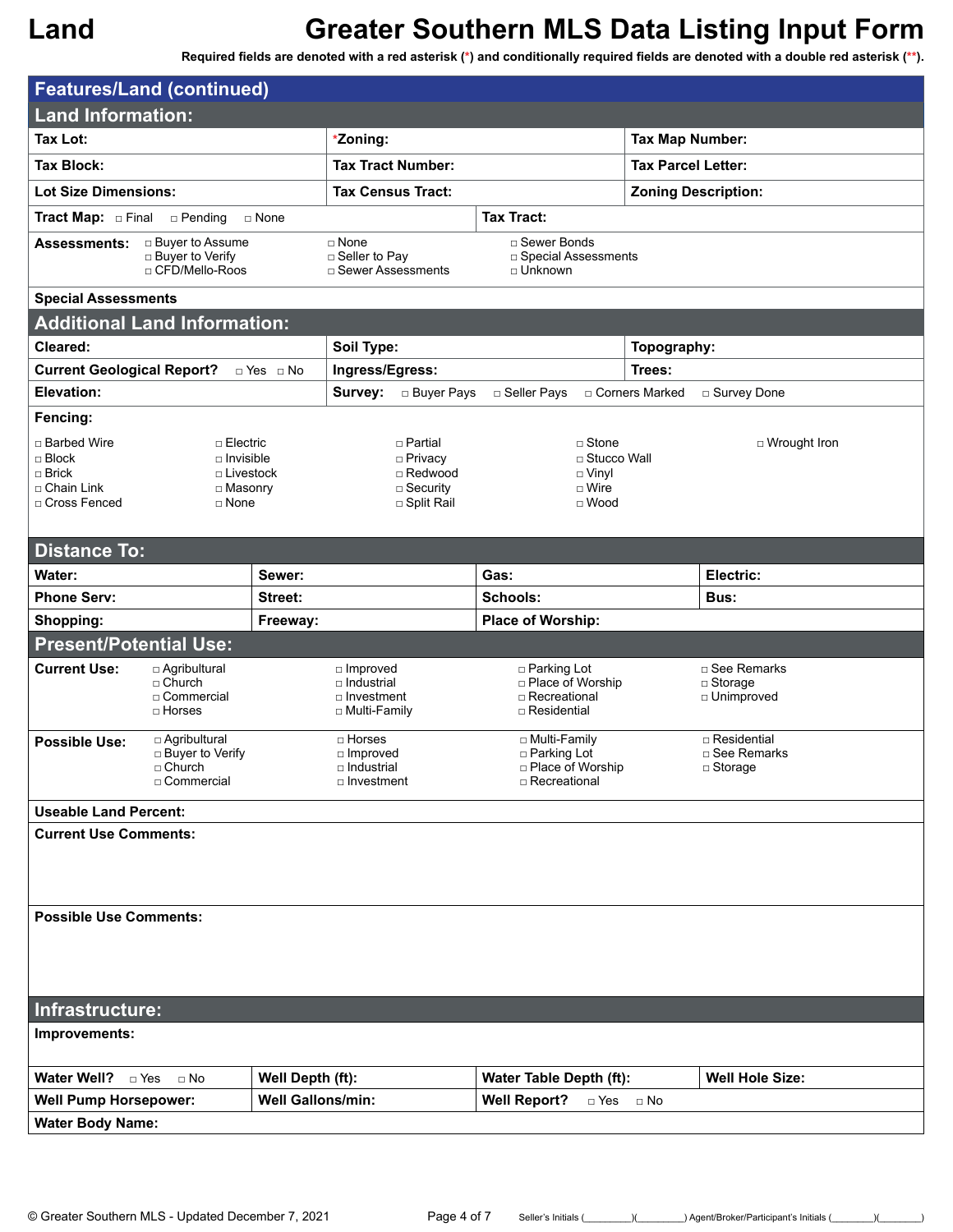# Land — Greater Southern MLS Data Listing Input Form

**Required fields are denoted with a red asterisk (*) and conditionally required fields are denoted with a double red asterisk (**).**

## Features/Land (continued)

### Land Information:

| **Tax Lot:** | ***Zoning:** | **Tax Map Number:** |
|---|---|---|
| **Tax Block:** | **Tax Tract Number:** | **Tax Parcel Letter:** |
| **Lot Size Dimensions:** | **Tax Census Tract:** | **Zoning Description:** |

**Tract Map:** □ Final □ Pending □ None

**Tax Tract:**

**Assessments:**
- □ Buyer to Assume
- □ Buyer to Verify
- □ CFD/Mello-Roos
- □ None
- □ Seller to Pay
- □ Sewer Assessments
- □ Sewer Bonds
- □ Special Assessments
- □ Unknown

**Special Assessments**

### Additional Land Information:

| **Cleared:** | **Soil Type:** | **Topography:** |
|---|---|---|
| **Current Geological Report?** □ Yes □ No | **Ingress/Egress:** | **Trees:** |

**Elevation:**

**Survey:** □ Buyer Pays □ Seller Pays □ Corners Marked □ Survey Done

**Fencing:**
- □ Barbed Wire
- □ Block
- □ Brick
- □ Chain Link
- □ Cross Fenced
- □ Electric
- □ Invisible
- □ Livestock
- □ Masonry
- □ None
- □ Partial
- □ Privacy
- □ Redwood
- □ Security
- □ Split Rail
- □ Stone
- □ Stucco Wall
- □ Vinyl
- □ Wire
- □ Wood
- □ Wrought Iron

### Distance To:

| **Water:** | **Sewer:** | **Gas:** | **Electric:** |
|---|---|---|---|
| **Phone Serv:** | **Street:** | **Schools:** | **Bus:** |
| **Shopping:** | **Freeway:** | **Place of Worship:** | |

### Present/Potential Use:

**Current Use:**
- □ Agribultural
- □ Church
- □ Commercial
- □ Horses
- □ Improved
- □ Industrial
- □ Investment
- □ Multi-Family
- □ Parking Lot
- □ Place of Worship
- □ Recreational
- □ Residential
- □ See Remarks
- □ Storage
- □ Unimproved

**Possible Use:**
- □ Agribultural
- □ Buyer to Verify
- □ Church
- □ Commercial
- □ Horses
- □ Improved
- □ Industrial
- □ Investment
- □ Multi-Family
- □ Parking Lot
- □ Place of Worship
- □ Recreational
- □ Residential
- □ See Remarks
- □ Storage

**Useable Land Percent:**

**Current Use Comments:**

**Possible Use Comments:**

### Infrastructure:

**Improvements:**

| **Water Well?** □ Yes □ No | **Well Depth (ft):** | **Water Table Depth (ft):** | **Well Hole Size:** |
|---|---|---|---|
| **Well Pump Horsepower:** | **Well Gallons/min:** | **Well Report?** □ Yes □ No | |

**Water Body Name:**

© Greater Southern MLS - Updated December 7, 2021

Seller's Initials (________)(________) Agent/Broker/Participant's Initials (________)(________)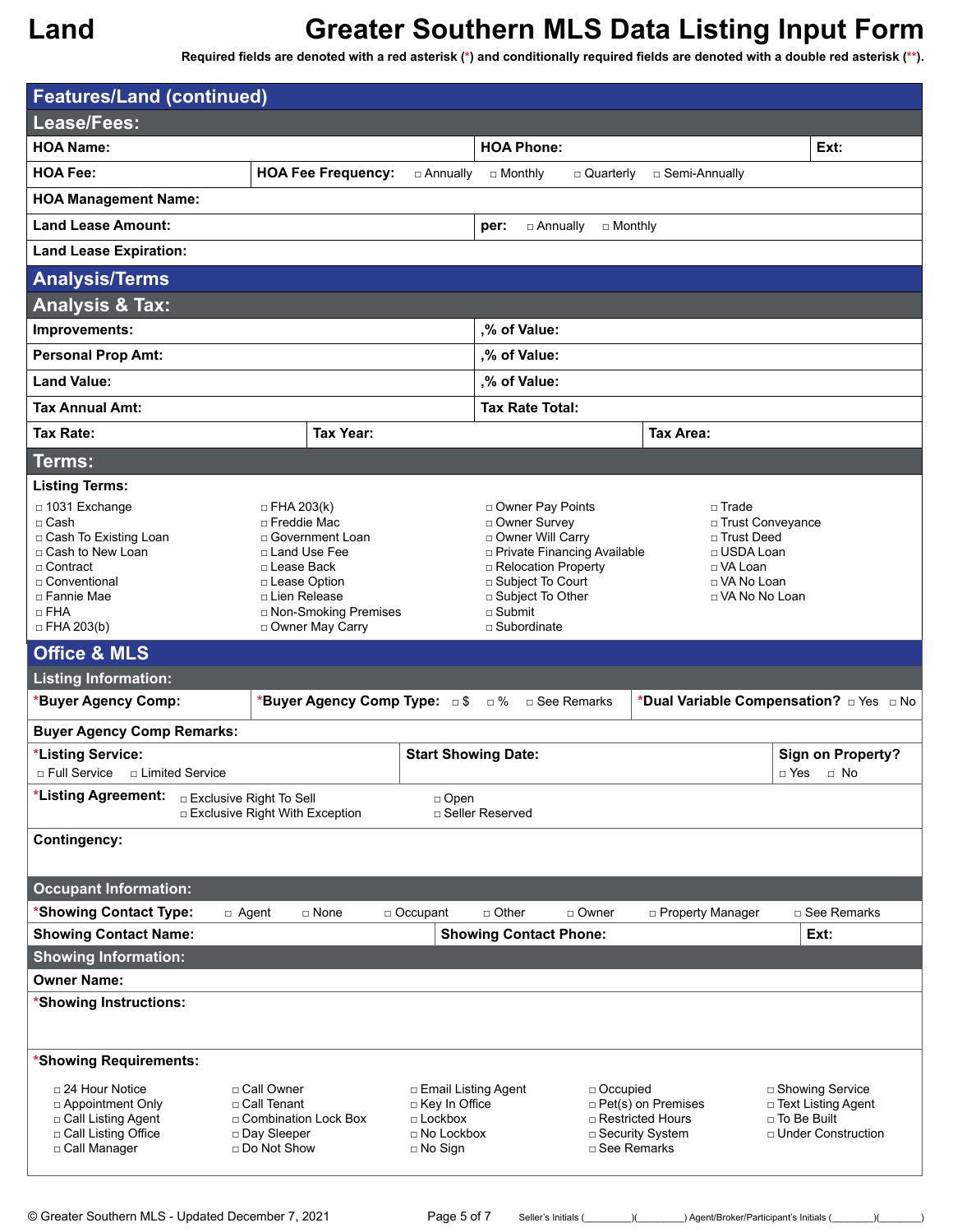# Land

# Greater Southern MLS Data Listing Input Form

**Required fields are denoted with a red asterisk (*) and conditionally required fields are denoted with a double red asterisk (**).**

## Features/Land (continued)

### Lease/Fees:

**HOA Name:** | **HOA Phone:** | **Ext:**

**HOA Fee:** | **HOA Fee Frequency:** □ Annually □ Monthly □ Quarterly □ Semi-Annually

**HOA Management Name:**

**Land Lease Amount:** | **per:** □ Annually □ Monthly

**Land Lease Expiration:**

## Analysis/Terms

### Analysis & Tax:

**Improvements:** | **,% of Value:**

**Personal Prop Amt:** | **,% of Value:**

**Land Value:** | **,% of Value:**

**Tax Annual Amt:** | **Tax Rate Total:**

**Tax Rate:** | **Tax Year:** | **Tax Area:**

### Terms:

**Listing Terms:**

□ 1031 Exchange
□ Cash
□ Cash To Existing Loan
□ Cash to New Loan
□ Contract
□ Conventional
□ Fannie Mae
□ FHA
□ FHA 203(b)
□ FHA 203(k)
□ Freddie Mac
□ Government Loan
□ Land Use Fee
□ Lease Back
□ Lease Option
□ Lien Release
□ Non-Smoking Premises
□ Owner May Carry
□ Owner Pay Points
□ Owner Survey
□ Owner Will Carry
□ Private Financing Available
□ Relocation Property
□ Subject To Court
□ Subject To Other
□ Submit
□ Subordinate
□ Trade
□ Trust Conveyance
□ Trust Deed
□ USDA Loan
□ VA Loan
□ VA No Loan
□ VA No No Loan

## Office & MLS

### Listing Information:

***Buyer Agency Comp:** | ***Buyer Agency Comp Type:** □ $ □ % □ See Remarks | ***Dual Variable Compensation?** □ Yes □ No

**Buyer Agency Comp Remarks:**

***Listing Service:** □ Full Service □ Limited Service | **Start Showing Date:** | **Sign on Property?** □ Yes □ No

***Listing Agreement:** □ Exclusive Right To Sell □ Exclusive Right With Exception □ Open □ Seller Reserved

**Contingency:**

### Occupant Information:

***Showing Contact Type:** □ Agent □ None □ Occupant □ Other □ Owner □ Property Manager □ See Remarks

**Showing Contact Name:** | **Showing Contact Phone:** | **Ext:**

### Showing Information:

**Owner Name:**

***Showing Instructions:**

***Showing Requirements:**

□ 24 Hour Notice
□ Appointment Only
□ Call Listing Agent
□ Call Listing Office
□ Call Manager
□ Call Owner
□ Call Tenant
□ Combination Lock Box
□ Day Sleeper
□ Do Not Show
□ Email Listing Agent
□ Key In Office
□ Lockbox
□ No Lockbox
□ No Sign
□ Occupied
□ Pet(s) on Premises
□ Restricted Hours
□ Security System
□ See Remarks
□ Showing Service
□ Text Listing Agent
□ To Be Built
□ Under Construction

© Greater Southern MLS - Updated December 7, 2021

Seller's Initials (________)(________) Agent/Broker/Participant's Initials (________)(________)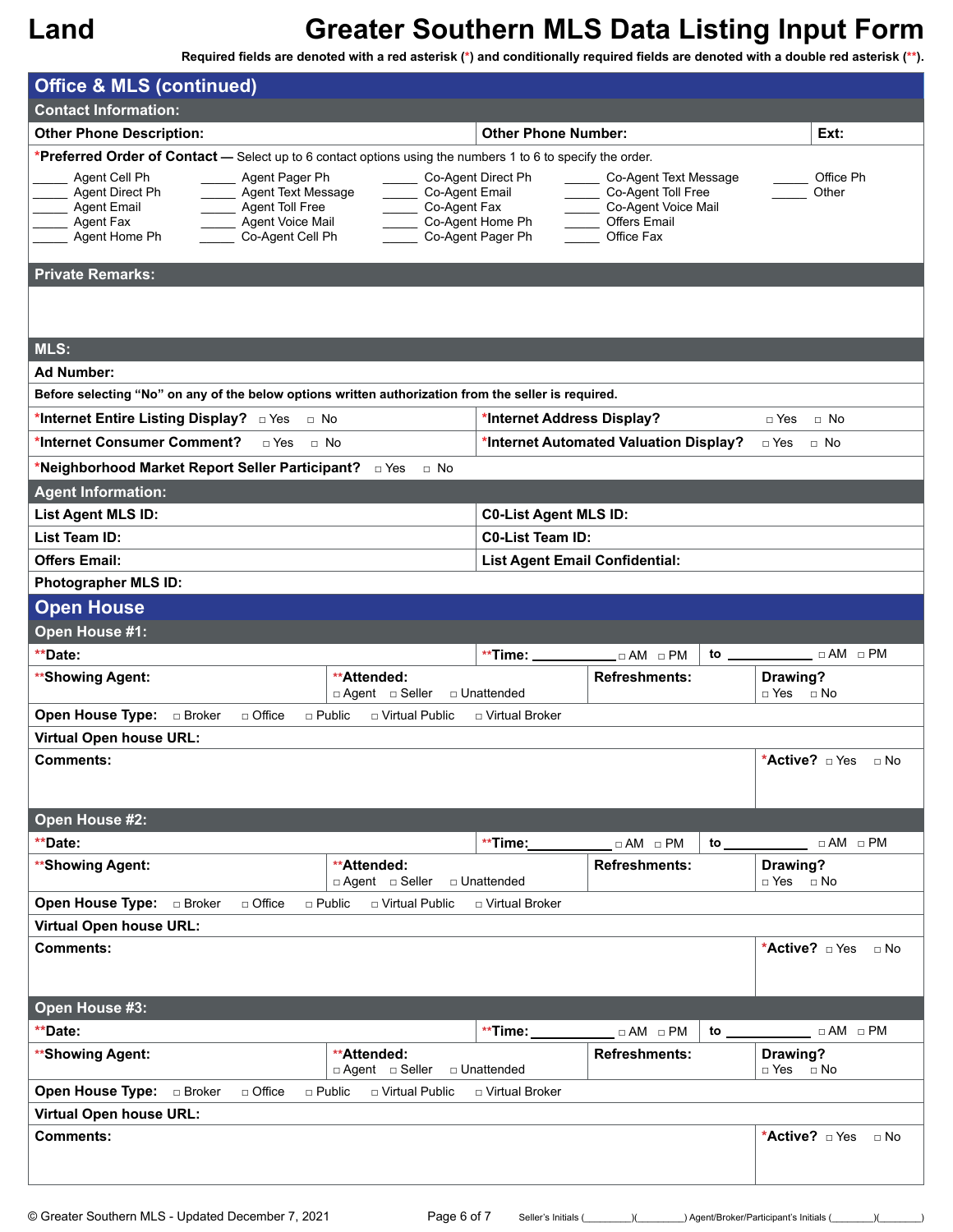Land

# Greater Southern MLS Data Listing Input Form

**Required fields are denoted with a red asterisk (*) and conditionally required fields are denoted with a double red asterisk (**).**

## Office & MLS (continued)

### Contact Information:

**Other Phone Description:** | **Other Phone Number:** | **Ext:**

***Preferred Order of Contact** — Select up to 6 contact options using the numbers 1 to 6 to specify the order.

| | | | | |
|---|---|---|---|---|
| _____ Agent Cell Ph | _____ Agent Pager Ph | _____ Co-Agent Direct Ph | _____ Co-Agent Text Message | _____ Office Ph |
| _____ Agent Direct Ph | _____ Agent Text Message | _____ Co-Agent Email | _____ Co-Agent Toll Free | _____ Other |
| _____ Agent Email | _____ Agent Toll Free | _____ Co-Agent Fax | _____ Co-Agent Voice Mail | |
| _____ Agent Fax | _____ Agent Voice Mail | _____ Co-Agent Home Ph | _____ Offers Email | |
| _____ Agent Home Ph | _____ Co-Agent Cell Ph | _____ Co-Agent Pager Ph | _____ Office Fax | |

### Private Remarks:

### MLS:

**Ad Number:**

**Before selecting "No" on any of the below options written authorization from the seller is required.**

***Internet Entire Listing Display?** □ Yes □ No | ***Internet Address Display?** □ Yes □ No

***Internet Consumer Comment?** □ Yes □ No | ***Internet Automated Valuation Display?** □ Yes □ No

***Neighborhood Market Report Seller Participant?** □ Yes □ No

### Agent Information:

**List Agent MLS ID:** | **C0-List Agent MLS ID:**

**List Team ID:** | **C0-List Team ID:**

**Offers Email:** | **List Agent Email Confidential:**

**Photographer MLS ID:**

## Open House

### Open House #1:

****Date:** | ****Time:** __________ □ AM □ PM **to** __________ □ AM □ PM

****Showing Agent:** | ****Attended:** □ Agent □ Seller □ Unattended | **Refreshments:** | **Drawing?** □ Yes □ No

**Open House Type:** □ Broker □ Office □ Public □ Virtual Public □ Virtual Broker

**Virtual Open house URL:**

**Comments:** | ***Active?** □ Yes □ No

### Open House #2:

****Date:** | ****Time:** __________ □ AM □ PM **to** __________ □ AM □ PM

****Showing Agent:** | ****Attended:** □ Agent □ Seller □ Unattended | **Refreshments:** | **Drawing?** □ Yes □ No

**Open House Type:** □ Broker □ Office □ Public □ Virtual Public □ Virtual Broker

**Virtual Open house URL:**

**Comments:** | ***Active?** □ Yes □ No

### Open House #3:

****Date:** | ****Time:** __________ □ AM □ PM **to** __________ □ AM □ PM

****Showing Agent:** | ****Attended:** □ Agent □ Seller □ Unattended | **Refreshments:** | **Drawing?** □ Yes □ No

**Open House Type:** □ Broker □ Office □ Public □ Virtual Public □ Virtual Broker

**Virtual Open house URL:**

**Comments:** | ***Active?** □ Yes □ No

© Greater Southern MLS - Updated December 7, 2021 Seller's Initials (________)(________) Agent/Broker/Participant's Initials (________)(________)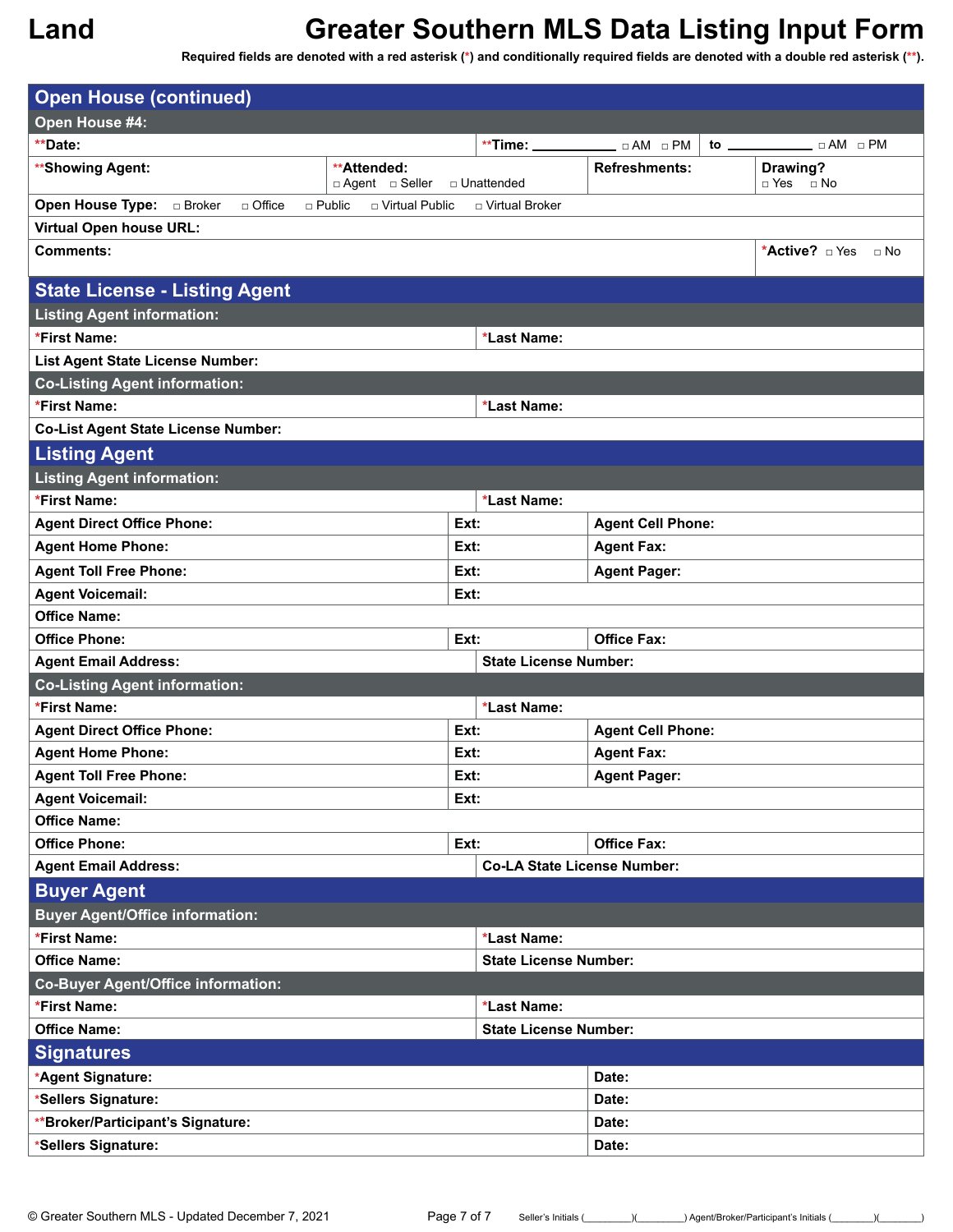**Land** | **Greater Southern MLS Data Listing Input Form**

Required fields are denoted with a red asterisk (*) and conditionally required fields are denoted with a double red asterisk (**).

## Open House (continued)

### Open House #4:

| | | | |
|---|---|---|---|
| **Date: | **Time: ___________ ☐ AM ☐ PM | to ___________ ☐ AM ☐ PM | |
| **Showing Agent: | **Attended: ☐ Agent ☐ Seller ☐ Unattended | Refreshments: | Drawing? ☐ Yes ☐ No |
| Open House Type: ☐ Broker ☐ Office ☐ Public ☐ Virtual Public ☐ Virtual Broker | | | |
| Virtual Open house URL: | | | |
| Comments: | | | *Active? ☐ Yes ☐ No |

## State License - Listing Agent

### Listing Agent information:

| | |
|---|---|
| *First Name: | *Last Name: |
| List Agent State License Number: | |

### Co-Listing Agent information:

| | |
|---|---|
| *First Name: | *Last Name: |
| Co-List Agent State License Number: | |

## Listing Agent

### Listing Agent information:

| | | |
|---|---|---|
| *First Name: | *Last Name: | |
| Agent Direct Office Phone: | Ext: | Agent Cell Phone: |
| Agent Home Phone: | Ext: | Agent Fax: |
| Agent Toll Free Phone: | Ext: | Agent Pager: |
| Agent Voicemail: | Ext: | |
| Office Name: | | |
| Office Phone: | Ext: | Office Fax: |
| Agent Email Address: | State License Number: | |

### Co-Listing Agent information:

| | | |
|---|---|---|
| *First Name: | *Last Name: | |
| Agent Direct Office Phone: | Ext: | Agent Cell Phone: |
| Agent Home Phone: | Ext: | Agent Fax: |
| Agent Toll Free Phone: | Ext: | Agent Pager: |
| Agent Voicemail: | Ext: | |
| Office Name: | | |
| Office Phone: | Ext: | Office Fax: |
| Agent Email Address: | Co-LA State License Number: | |

## Buyer Agent

### Buyer Agent/Office information:

| | |
|---|---|
| *First Name: | *Last Name: |
| Office Name: | State License Number: |

### Co-Buyer Agent/Office information:

| | |
|---|---|
| *First Name: | *Last Name: |
| Office Name: | State License Number: |

## Signatures

| | |
|---|---|
| *Agent Signature: | Date: |
| *Sellers Signature: | Date: |
| **Broker/Participant's Signature: | Date: |
| *Sellers Signature: | Date: |

© Greater Southern MLS - Updated December 7, 2021

Seller's Initials (________)(________) Agent/Broker/Participant's Initials (________)(________)